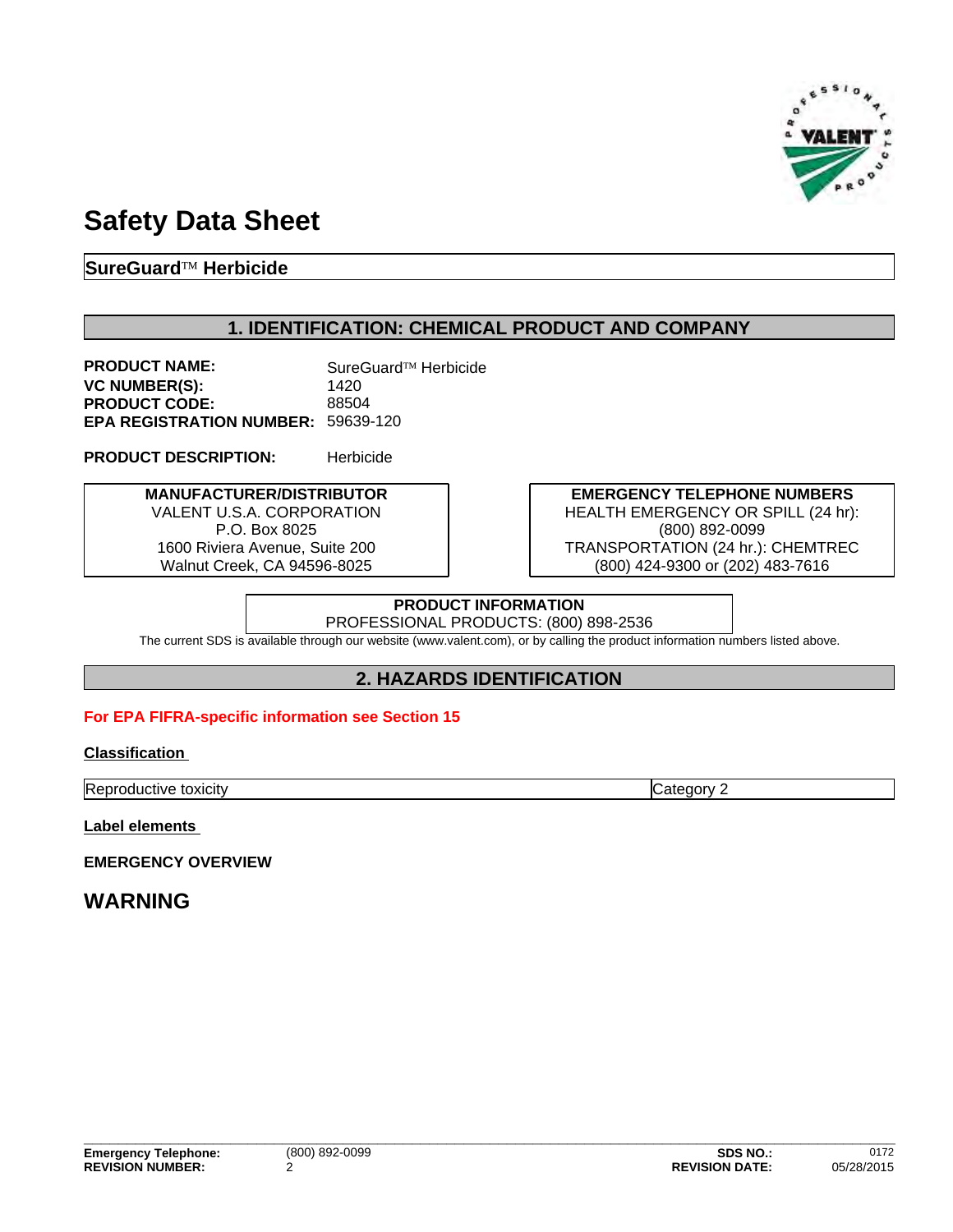# Safety Data Sheet

**SureGuard™ Herbicide**

## 1. IDENTIFICATION: CHEMICAL PRODUCT AND COMPANY

**PRODUCT NAME:** SureGuard™ Herbicide
**VC NUMBER(S):** 1420
**PRODUCT CODE:** 88504
**EPA REGISTRATION NUMBER:** 59639-120

**PRODUCT DESCRIPTION:** Herbicide

**MANUFACTURER/DISTRIBUTOR**
VALENT U.S.A. CORPORATION
P.O. Box 8025
1600 Riviera Avenue, Suite 200
Walnut Creek, CA 94596-8025

**EMERGENCY TELEPHONE NUMBERS**
HEALTH EMERGENCY OR SPILL (24 hr):
(800) 892-0099
TRANSPORTATION (24 hr.): CHEMTREC
(800) 424-9300 or (202) 483-7616

**PRODUCT INFORMATION**
PROFESSIONAL PRODUCTS: (800) 898-2536

The current SDS is available through our website (www.valent.com), or by calling the product information numbers listed above.

## 2. HAZARDS IDENTIFICATION

**For EPA FIFRA-specific information see Section 15**

**Classification**

| Reproductive toxicity | Category 2 |
|---|---|

**Label elements**

**EMERGENCY OVERVIEW**

## WARNING

| Emergency Telephone: | (800) 892-0099 | SDS NO.: | 0172 |
|---|---|---|---|
| REVISION NUMBER: | 2 | REVISION DATE: | 05/28/2015 |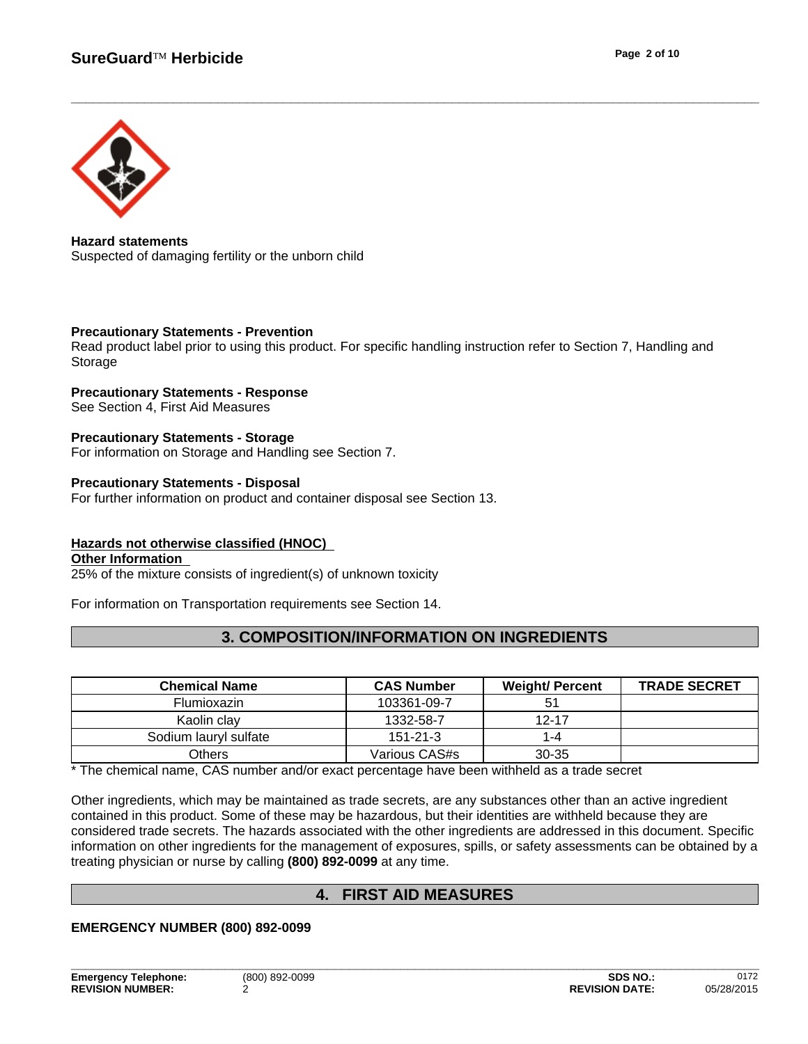**Hazard statements**
Suspected of damaging fertility or the unborn child

**Precautionary Statements - Prevention**
Read product label prior to using this product. For specific handling instruction refer to Section 7, Handling and Storage

**Precautionary Statements - Response**
See Section 4, First Aid Measures

**Precautionary Statements - Storage**
For information on Storage and Handling see Section 7.

**Precautionary Statements - Disposal**
For further information on product and container disposal see Section 13.

**Hazards not otherwise classified (HNOC)**
**Other Information**
25% of the mixture consists of ingredient(s) of unknown toxicity

For information on Transportation requirements see Section 14.

## 3. COMPOSITION/INFORMATION ON INGREDIENTS

| Chemical Name | CAS Number | Weight/ Percent | TRADE SECRET |
|---|---|---|---|
| Flumioxazin | 103361-09-7 | 51 | |
| Kaolin clay | 1332-58-7 | 12-17 | |
| Sodium lauryl sulfate | 151-21-3 | 1-4 | |
| Others | Various CAS#s | 30-35 | |

* The chemical name, CAS number and/or exact percentage have been withheld as a trade secret

Other ingredients, which may be maintained as trade secrets, are any substances other than an active ingredient contained in this product. Some of these may be hazardous, but their identities are withheld because they are considered trade secrets. The hazards associated with the other ingredients are addressed in this document. Specific information on other ingredients for the management of exposures, spills, or safety assessments can be obtained by a treating physician or nurse by calling **(800) 892-0099** at any time.

## 4. FIRST AID MEASURES

**EMERGENCY NUMBER (800) 892-0099**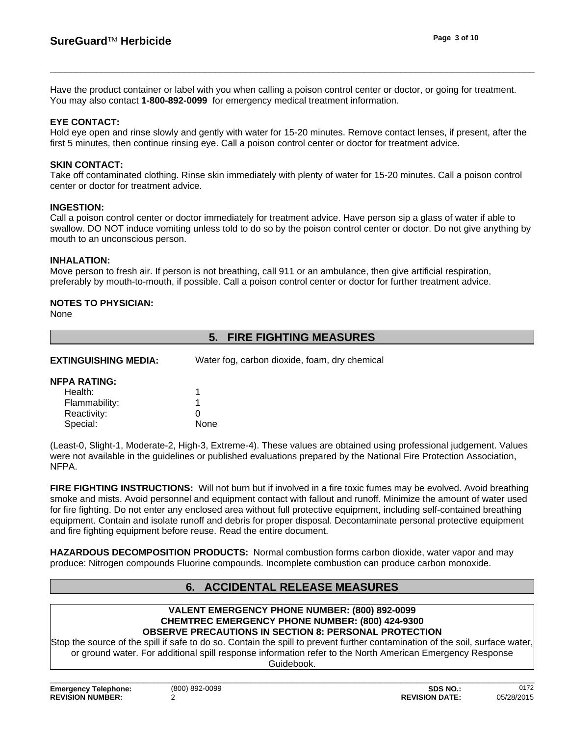Have the product container or label with you when calling a poison control center or doctor, or going for treatment. You may also contact **1-800-892-0099** for emergency medical treatment information.

**EYE CONTACT:**
Hold eye open and rinse slowly and gently with water for 15-20 minutes. Remove contact lenses, if present, after the first 5 minutes, then continue rinsing eye. Call a poison control center or doctor for treatment advice.

**SKIN CONTACT:**
Take off contaminated clothing. Rinse skin immediately with plenty of water for 15-20 minutes. Call a poison control center or doctor for treatment advice.

**INGESTION:**
Call a poison control center or doctor immediately for treatment advice. Have person sip a glass of water if able to swallow. DO NOT induce vomiting unless told to do so by the poison control center or doctor. Do not give anything by mouth to an unconscious person.

**INHALATION:**
Move person to fresh air. If person is not breathing, call 911 or an ambulance, then give artificial respiration, preferably by mouth-to-mouth, if possible. Call a poison control center or doctor for further treatment advice.

**NOTES TO PHYSICIAN:**
None

## 5. FIRE FIGHTING MEASURES

**EXTINGUISHING MEDIA:** Water fog, carbon dioxide, foam, dry chemical

**NFPA RATING:**

| | |
|---|---|
| Health: | 1 |
| Flammability: | 1 |
| Reactivity: | 0 |
| Special: | None |

(Least-0, Slight-1, Moderate-2, High-3, Extreme-4). These values are obtained using professional judgement. Values were not available in the guidelines or published evaluations prepared by the National Fire Protection Association, NFPA.

**FIRE FIGHTING INSTRUCTIONS:** Will not burn but if involved in a fire toxic fumes may be evolved. Avoid breathing smoke and mists. Avoid personnel and equipment contact with fallout and runoff. Minimize the amount of water used for fire fighting. Do not enter any enclosed area without full protective equipment, including self-contained breathing equipment. Contain and isolate runoff and debris for proper disposal. Decontaminate personal protective equipment and fire fighting equipment before reuse. Read the entire document.

**HAZARDOUS DECOMPOSITION PRODUCTS:** Normal combustion forms carbon dioxide, water vapor and may produce: Nitrogen compounds Fluorine compounds. Incomplete combustion can produce carbon monoxide.

## 6. ACCIDENTAL RELEASE MEASURES

**VALENT EMERGENCY PHONE NUMBER: (800) 892-0099**
**CHEMTREC EMERGENCY PHONE NUMBER: (800) 424-9300**
**OBSERVE PRECAUTIONS IN SECTION 8: PERSONAL PROTECTION**

Stop the source of the spill if safe to do so. Contain the spill to prevent further contamination of the soil, surface water, or ground water. For additional spill response information refer to the North American Emergency Response Guidebook.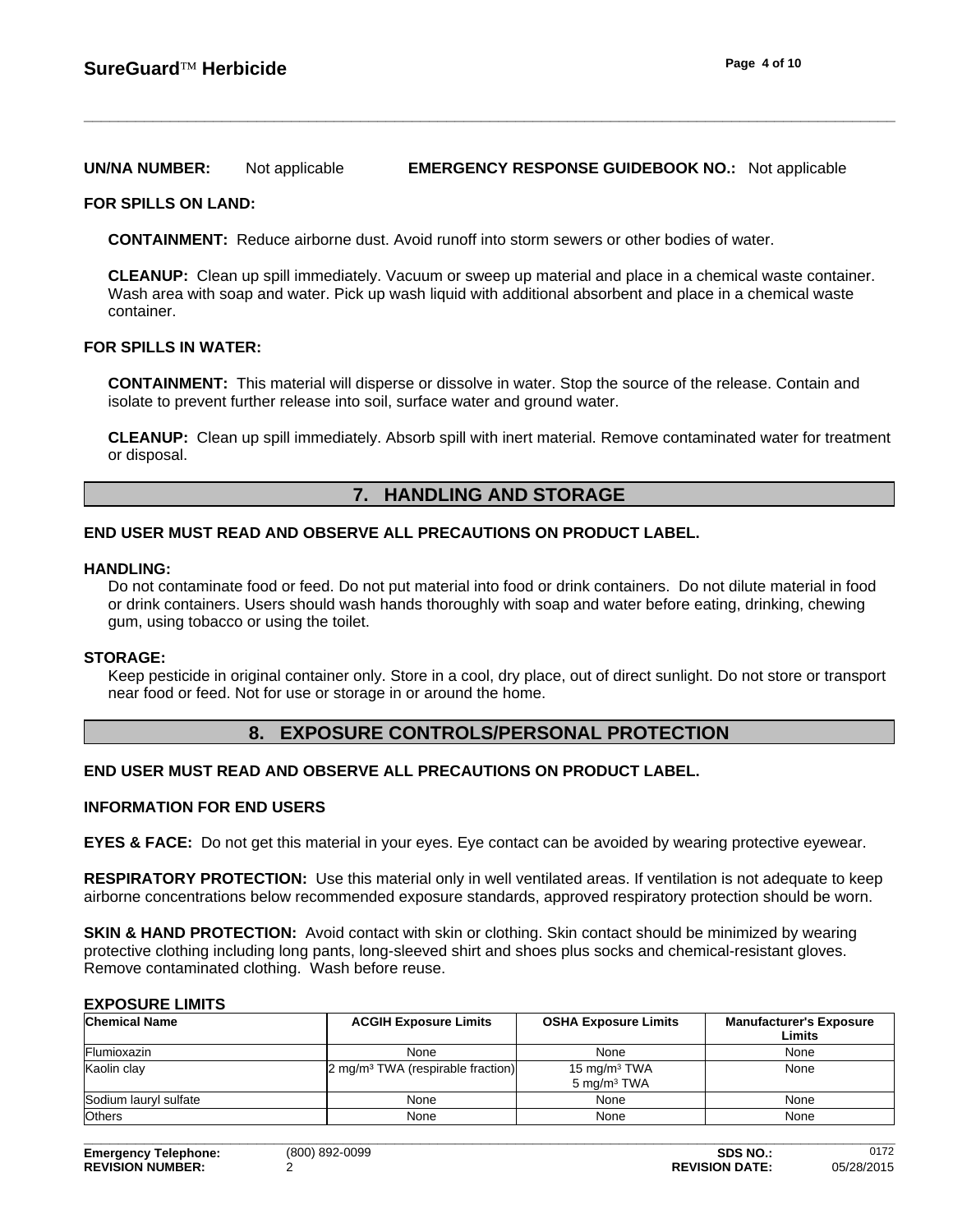**UN/NA NUMBER:** Not applicable **EMERGENCY RESPONSE GUIDEBOOK NO.:** Not applicable

**FOR SPILLS ON LAND:**

**CONTAINMENT:** Reduce airborne dust. Avoid runoff into storm sewers or other bodies of water.

**CLEANUP:** Clean up spill immediately. Vacuum or sweep up material and place in a chemical waste container. Wash area with soap and water. Pick up wash liquid with additional absorbent and place in a chemical waste container.

**FOR SPILLS IN WATER:**

**CONTAINMENT:** This material will disperse or dissolve in water. Stop the source of the release. Contain and isolate to prevent further release into soil, surface water and ground water.

**CLEANUP:** Clean up spill immediately. Absorb spill with inert material. Remove contaminated water for treatment or disposal.

## 7. HANDLING AND STORAGE

**END USER MUST READ AND OBSERVE ALL PRECAUTIONS ON PRODUCT LABEL.**

**HANDLING:**

Do not contaminate food or feed. Do not put material into food or drink containers. Do not dilute material in food or drink containers. Users should wash hands thoroughly with soap and water before eating, drinking, chewing gum, using tobacco or using the toilet.

**STORAGE:**

Keep pesticide in original container only. Store in a cool, dry place, out of direct sunlight. Do not store or transport near food or feed. Not for use or storage in or around the home.

## 8. EXPOSURE CONTROLS/PERSONAL PROTECTION

**END USER MUST READ AND OBSERVE ALL PRECAUTIONS ON PRODUCT LABEL.**

**INFORMATION FOR END USERS**

**EYES & FACE:** Do not get this material in your eyes. Eye contact can be avoided by wearing protective eyewear.

**RESPIRATORY PROTECTION:** Use this material only in well ventilated areas. If ventilation is not adequate to keep airborne concentrations below recommended exposure standards, approved respiratory protection should be worn.

**SKIN & HAND PROTECTION:** Avoid contact with skin or clothing. Skin contact should be minimized by wearing protective clothing including long pants, long-sleeved shirt and shoes plus socks and chemical-resistant gloves. Remove contaminated clothing. Wash before reuse.

**EXPOSURE LIMITS**

| Chemical Name | ACGIH Exposure Limits | OSHA Exposure Limits | Manufacturer's Exposure Limits |
|---|---|---|---|
| Flumioxazin | None | None | None |
| Kaolin clay | 2 mg/m³ TWA (respirable fraction) | 15 mg/m³ TWA<br>5 mg/m³ TWA | None |
| Sodium lauryl sulfate | None | None | None |
| Others | None | None | None |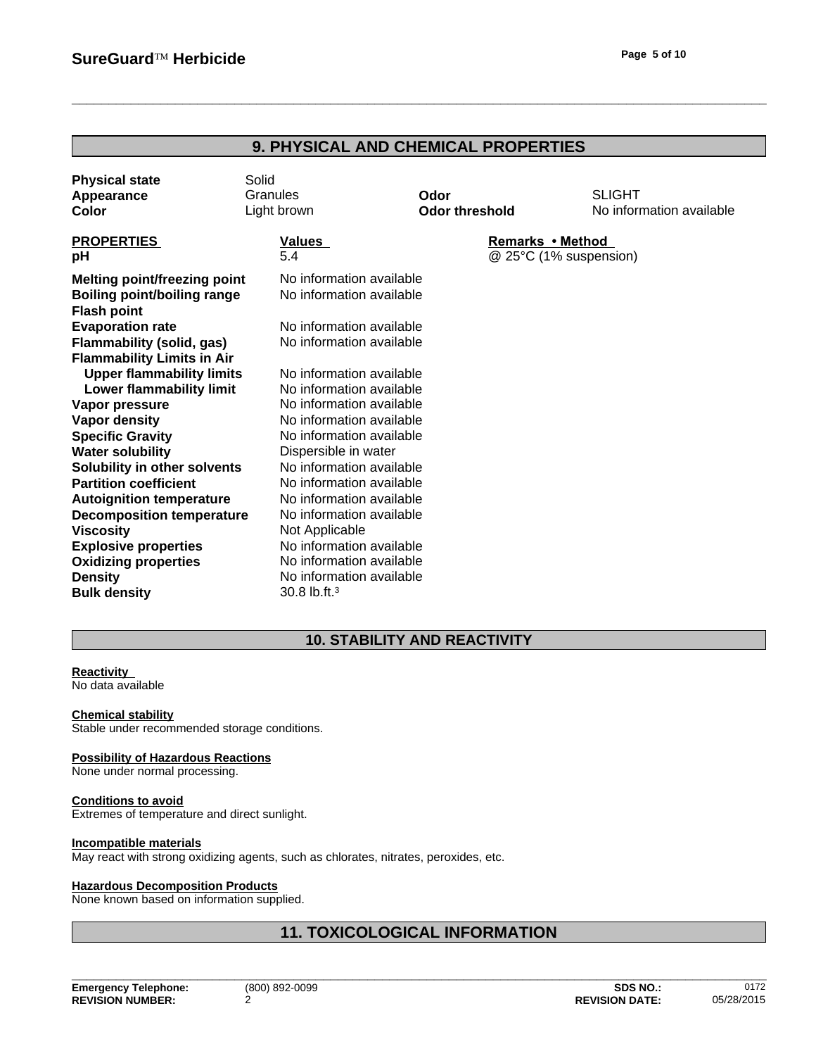## 9. PHYSICAL AND CHEMICAL PROPERTIES

| | | | |
|---|---|---|---|
| **Physical state** | Solid | | |
| **Appearance** | Granules | **Odor** | SLIGHT |
| **Color** | Light brown | **Odor threshold** | No information available |

| **PROPERTIES** | **Values** | **Remarks • Method** |
|---|---|---|
| **pH** | 5.4 | @ 25°C (1% suspension) |
| **Melting point/freezing point** | No information available | |
| **Boiling point/boiling range** | No information available | |
| **Flash point** | | |
| **Evaporation rate** | No information available | |
| **Flammability (solid, gas)** | No information available | |
| **Flammability Limits in Air** | | |
| **Upper flammability limits** | No information available | |
| **Lower flammability limit** | No information available | |
| **Vapor pressure** | No information available | |
| **Vapor density** | No information available | |
| **Specific Gravity** | No information available | |
| **Water solubility** | Dispersible in water | |
| **Solubility in other solvents** | No information available | |
| **Partition coefficient** | No information available | |
| **Autoignition temperature** | No information available | |
| **Decomposition temperature** | No information available | |
| **Viscosity** | Not Applicable | |
| **Explosive properties** | No information available | |
| **Oxidizing properties** | No information available | |
| **Density** | No information available | |
| **Bulk density** | 30.8 lb.ft.$^3$ | |

## 10. STABILITY AND REACTIVITY

**Reactivity**
No data available

**Chemical stability**
Stable under recommended storage conditions.

**Possibility of Hazardous Reactions**
None under normal processing.

**Conditions to avoid**
Extremes of temperature and direct sunlight.

**Incompatible materials**
May react with strong oxidizing agents, such as chlorates, nitrates, peroxides, etc.

**Hazardous Decomposition Products**
None known based on information supplied.

## 11. TOXICOLOGICAL INFORMATION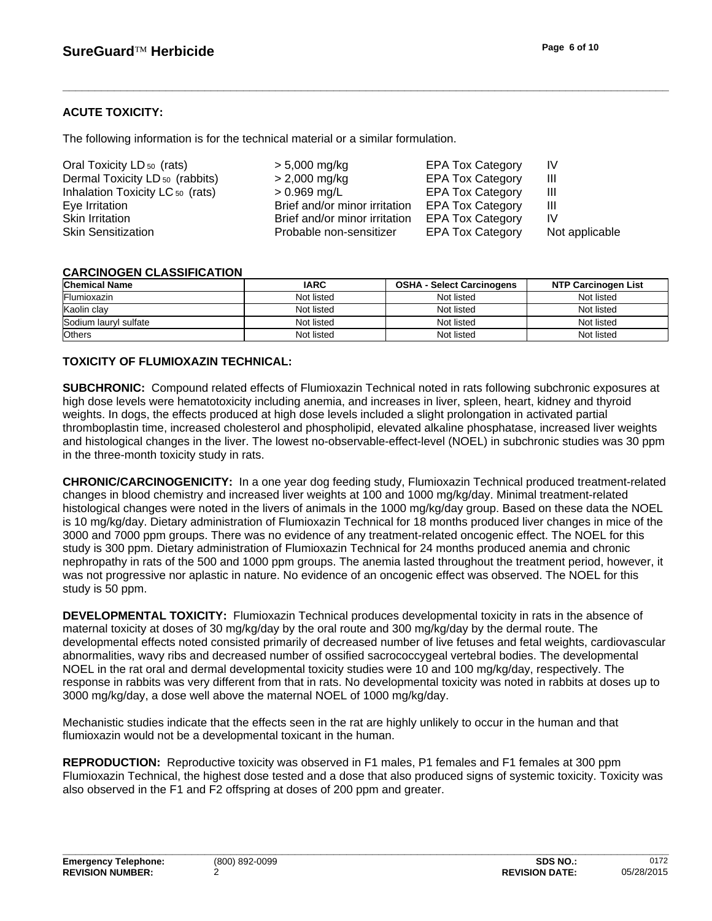## ACUTE TOXICITY:

The following information is for the technical material or a similar formulation.

| | | | |
|---|---|---|---|
| Oral Toxicity $LD_{50}$ (rats) | > 5,000 mg/kg | EPA Tox Category | IV |
| Dermal Toxicity $LD_{50}$ (rabbits) | > 2,000 mg/kg | EPA Tox Category | III |
| Inhalation Toxicity $LC_{50}$ (rats) | > 0.969 mg/L | EPA Tox Category | III |
| Eye Irritation | Brief and/or minor irritation | EPA Tox Category | III |
| Skin Irritation | Brief and/or minor irritation | EPA Tox Category | IV |
| Skin Sensitization | Probable non-sensitizer | EPA Tox Category | Not applicable |

### CARCINOGEN CLASSIFICATION

| Chemical Name | IARC | OSHA - Select Carcinogens | NTP Carcinogen List |
|---|---|---|---|
| Flumioxazin | Not listed | Not listed | Not listed |
| Kaolin clay | Not listed | Not listed | Not listed |
| Sodium lauryl sulfate | Not listed | Not listed | Not listed |
| Others | Not listed | Not listed | Not listed |

## TOXICITY OF FLUMIOXAZIN TECHNICAL:

**SUBCHRONIC:** Compound related effects of Flumioxazin Technical noted in rats following subchronic exposures at high dose levels were hematotoxicity including anemia, and increases in liver, spleen, heart, kidney and thyroid weights. In dogs, the effects produced at high dose levels included a slight prolongation in activated partial thromboplastin time, increased cholesterol and phospholipid, elevated alkaline phosphatase, increased liver weights and histological changes in the liver. The lowest no-observable-effect-level (NOEL) in subchronic studies was 30 ppm in the three-month toxicity study in rats.

**CHRONIC/CARCINOGENICITY:** In a one year dog feeding study, Flumioxazin Technical produced treatment-related changes in blood chemistry and increased liver weights at 100 and 1000 mg/kg/day. Minimal treatment-related histological changes were noted in the livers of animals in the 1000 mg/kg/day group. Based on these data the NOEL is 10 mg/kg/day. Dietary administration of Flumioxazin Technical for 18 months produced liver changes in mice of the 3000 and 7000 ppm groups. There was no evidence of any treatment-related oncogenic effect. The NOEL for this study is 300 ppm. Dietary administration of Flumioxazin Technical for 24 months produced anemia and chronic nephropathy in rats of the 500 and 1000 ppm groups. The anemia lasted throughout the treatment period, however, it was not progressive nor aplastic in nature. No evidence of an oncogenic effect was observed. The NOEL for this study is 50 ppm.

**DEVELOPMENTAL TOXICITY:** Flumioxazin Technical produces developmental toxicity in rats in the absence of maternal toxicity at doses of 30 mg/kg/day by the oral route and 300 mg/kg/day by the dermal route. The developmental effects noted consisted primarily of decreased number of live fetuses and fetal weights, cardiovascular abnormalities, wavy ribs and decreased number of ossified sacrococcygeal vertebral bodies. The developmental NOEL in the rat oral and dermal developmental toxicity studies were 10 and 100 mg/kg/day, respectively. The response in rabbits was very different from that in rats. No developmental toxicity was noted in rabbits at doses up to 3000 mg/kg/day, a dose well above the maternal NOEL of 1000 mg/kg/day.

Mechanistic studies indicate that the effects seen in the rat are highly unlikely to occur in the human and that flumioxazin would not be a developmental toxicant in the human.

**REPRODUCTION:** Reproductive toxicity was observed in F1 males, P1 females and F1 females at 300 ppm Flumioxazin Technical, the highest dose tested and a dose that also produced signs of systemic toxicity. Toxicity was also observed in the F1 and F2 offspring at doses of 200 ppm and greater.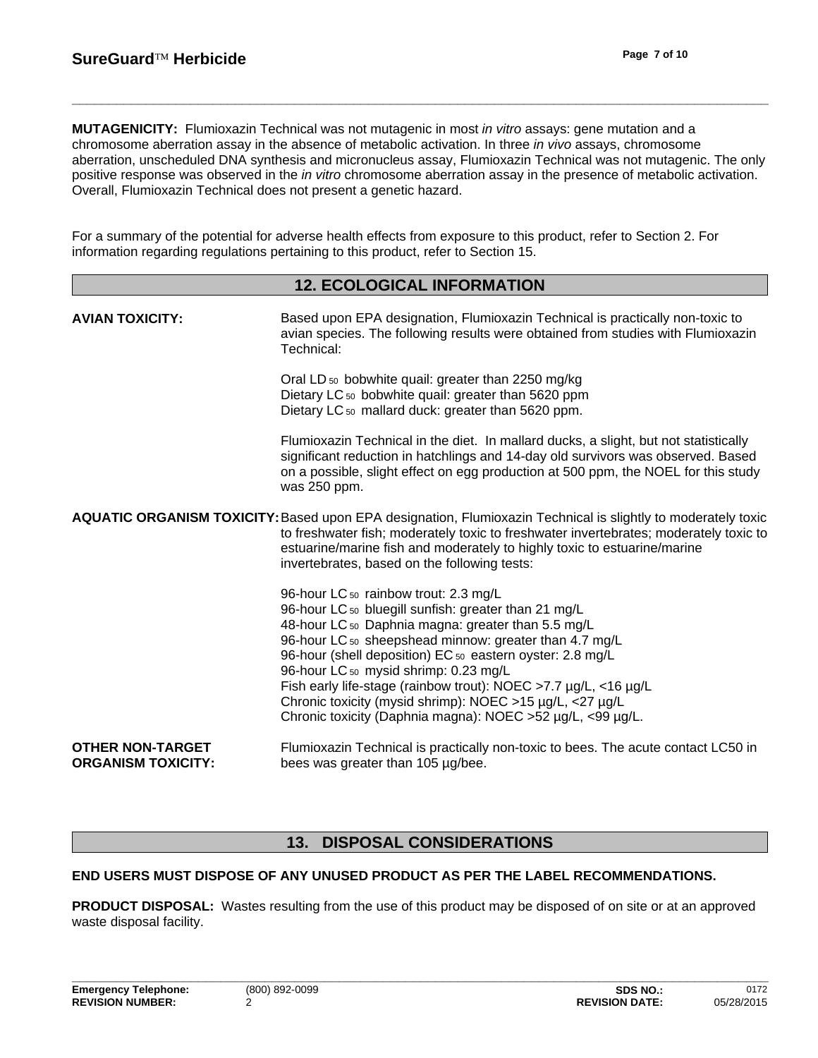**MUTAGENICITY:** Flumioxazin Technical was not mutagenic in most *in vitro* assays: gene mutation and a chromosome aberration assay in the absence of metabolic activation. In three *in vivo* assays, chromosome aberration, unscheduled DNA synthesis and micronucleus assay, Flumioxazin Technical was not mutagenic. The only positive response was observed in the *in vitro* chromosome aberration assay in the presence of metabolic activation. Overall, Flumioxazin Technical does not present a genetic hazard.

For a summary of the potential for adverse health effects from exposure to this product, refer to Section 2. For information regarding regulations pertaining to this product, refer to Section 15.

## 12. ECOLOGICAL INFORMATION

**AVIAN TOXICITY:** Based upon EPA designation, Flumioxazin Technical is practically non-toxic to avian species. The following results were obtained from studies with Flumioxazin Technical:

Oral $LD_{50}$ bobwhite quail: greater than 2250 mg/kg
Dietary $LC_{50}$ bobwhite quail: greater than 5620 ppm
Dietary $LC_{50}$ mallard duck: greater than 5620 ppm.

Flumioxazin Technical in the diet. In mallard ducks, a slight, but not statistically significant reduction in hatchlings and 14-day old survivors was observed. Based on a possible, slight effect on egg production at 500 ppm, the NOEL for this study was 250 ppm.

**AQUATIC ORGANISM TOXICITY:** Based upon EPA designation, Flumioxazin Technical is slightly to moderately toxic to freshwater fish; moderately toxic to freshwater invertebrates; moderately toxic to estuarine/marine fish and moderately to highly toxic to estuarine/marine invertebrates, based on the following tests:

96-hour $LC_{50}$ rainbow trout: 2.3 mg/L
96-hour $LC_{50}$ bluegill sunfish: greater than 21 mg/L
48-hour $LC_{50}$ Daphnia magna: greater than 5.5 mg/L
96-hour $LC_{50}$ sheepshead minnow: greater than 4.7 mg/L
96-hour (shell deposition) $EC_{50}$ eastern oyster: 2.8 mg/L
96-hour $LC_{50}$ mysid shrimp: 0.23 mg/L
Fish early life-stage (rainbow trout): NOEC >7.7 µg/L, <16 µg/L
Chronic toxicity (mysid shrimp): NOEC >15 µg/L, <27 µg/L
Chronic toxicity (Daphnia magna): NOEC >52 µg/L, <99 µg/L.

**OTHER NON-TARGET ORGANISM TOXICITY:** Flumioxazin Technical is practically non-toxic to bees. The acute contact LC50 in bees was greater than 105 µg/bee.

## 13. DISPOSAL CONSIDERATIONS

**END USERS MUST DISPOSE OF ANY UNUSED PRODUCT AS PER THE LABEL RECOMMENDATIONS.**

**PRODUCT DISPOSAL:** Wastes resulting from the use of this product may be disposed of on site or at an approved waste disposal facility.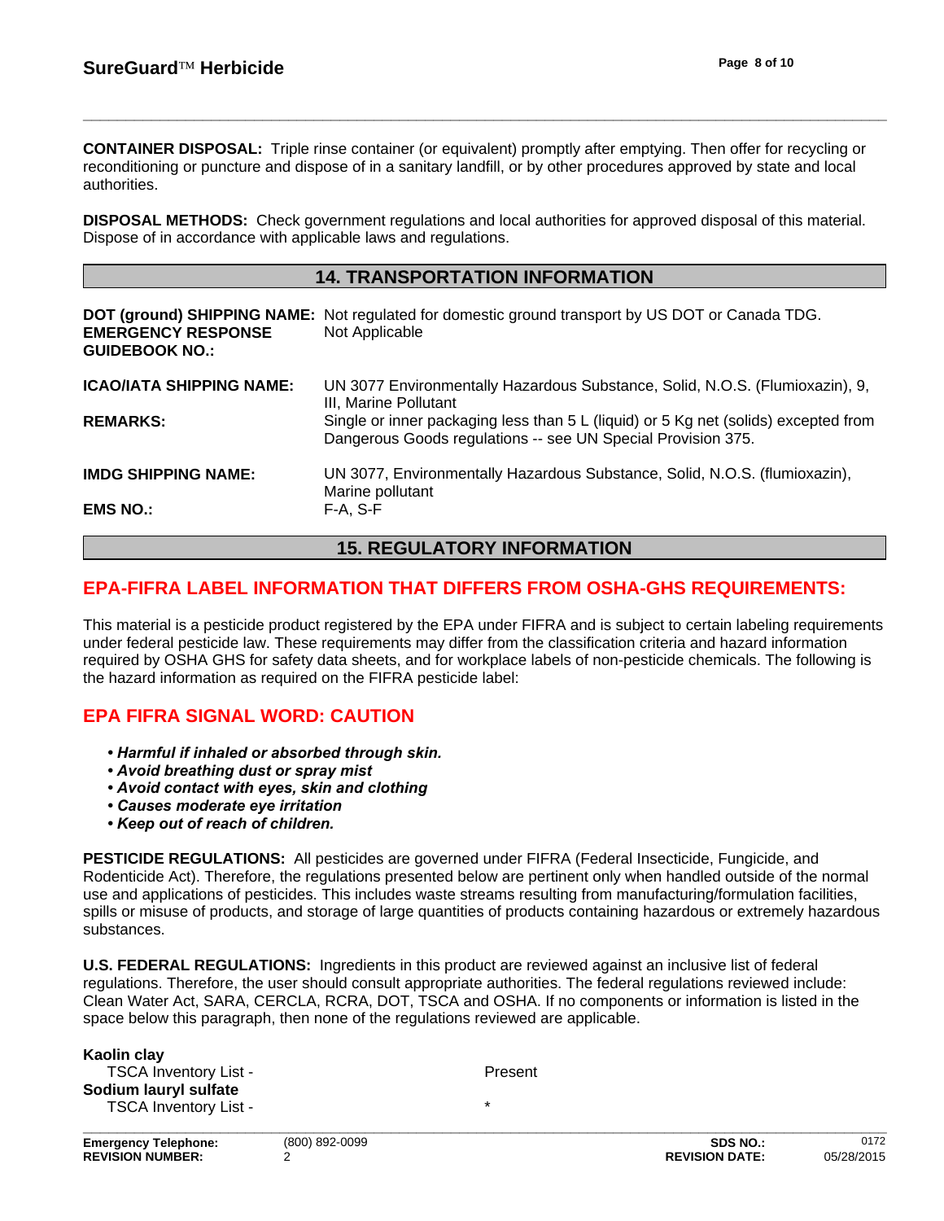**CONTAINER DISPOSAL:** Triple rinse container (or equivalent) promptly after emptying. Then offer for recycling or reconditioning or puncture and dispose of in a sanitary landfill, or by other procedures approved by state and local authorities.

**DISPOSAL METHODS:** Check government regulations and local authorities for approved disposal of this material. Dispose of in accordance with applicable laws and regulations.

## 14. TRANSPORTATION INFORMATION

**DOT (ground) SHIPPING NAME:** Not regulated for domestic ground transport by US DOT or Canada TDG.

**EMERGENCY RESPONSE GUIDEBOOK NO.:** Not Applicable

**ICAO/IATA SHIPPING NAME:** UN 3077 Environmentally Hazardous Substance, Solid, N.O.S. (Flumioxazin), 9, III, Marine Pollutant

**REMARKS:** Single or inner packaging less than 5 L (liquid) or 5 Kg net (solids) excepted from Dangerous Goods regulations -- see UN Special Provision 375.

**IMDG SHIPPING NAME:** UN 3077, Environmentally Hazardous Substance, Solid, N.O.S. (flumioxazin), Marine pollutant

**EMS NO.:** F-A, S-F

## 15. REGULATORY INFORMATION

### EPA-FIFRA LABEL INFORMATION THAT DIFFERS FROM OSHA-GHS REQUIREMENTS:

This material is a pesticide product registered by the EPA under FIFRA and is subject to certain labeling requirements under federal pesticide law. These requirements may differ from the classification criteria and hazard information required by OSHA GHS for safety data sheets, and for workplace labels of non-pesticide chemicals. The following is the hazard information as required on the FIFRA pesticide label:

### EPA FIFRA SIGNAL WORD: CAUTION

- ***Harmful if inhaled or absorbed through skin.***
- ***Avoid breathing dust or spray mist***
- ***Avoid contact with eyes, skin and clothing***
- ***Causes moderate eye irritation***
- ***Keep out of reach of children.***

**PESTICIDE REGULATIONS:** All pesticides are governed under FIFRA (Federal Insecticide, Fungicide, and Rodenticide Act). Therefore, the regulations presented below are pertinent only when handled outside of the normal use and applications of pesticides. This includes waste streams resulting from manufacturing/formulation facilities, spills or misuse of products, and storage of large quantities of products containing hazardous or extremely hazardous substances.

**U.S. FEDERAL REGULATIONS:** Ingredients in this product are reviewed against an inclusive list of federal regulations. Therefore, the user should consult appropriate authorities. The federal regulations reviewed include: Clean Water Act, SARA, CERCLA, RCRA, DOT, TSCA and OSHA. If no components or information is listed in the space below this paragraph, then none of the regulations reviewed are applicable.

**Kaolin clay**

| | |
|---|---|
| TSCA Inventory List - | Present |

**Sodium lauryl sulfate**

| | |
|---|---|
| TSCA Inventory List - | * |

| | | | |
|---|---|---|---|
| **Emergency Telephone:** | (800) 892-0099 | **SDS NO.:** | 0172 |
| **REVISION NUMBER:** | 2 | **REVISION DATE:** | 05/28/2015 |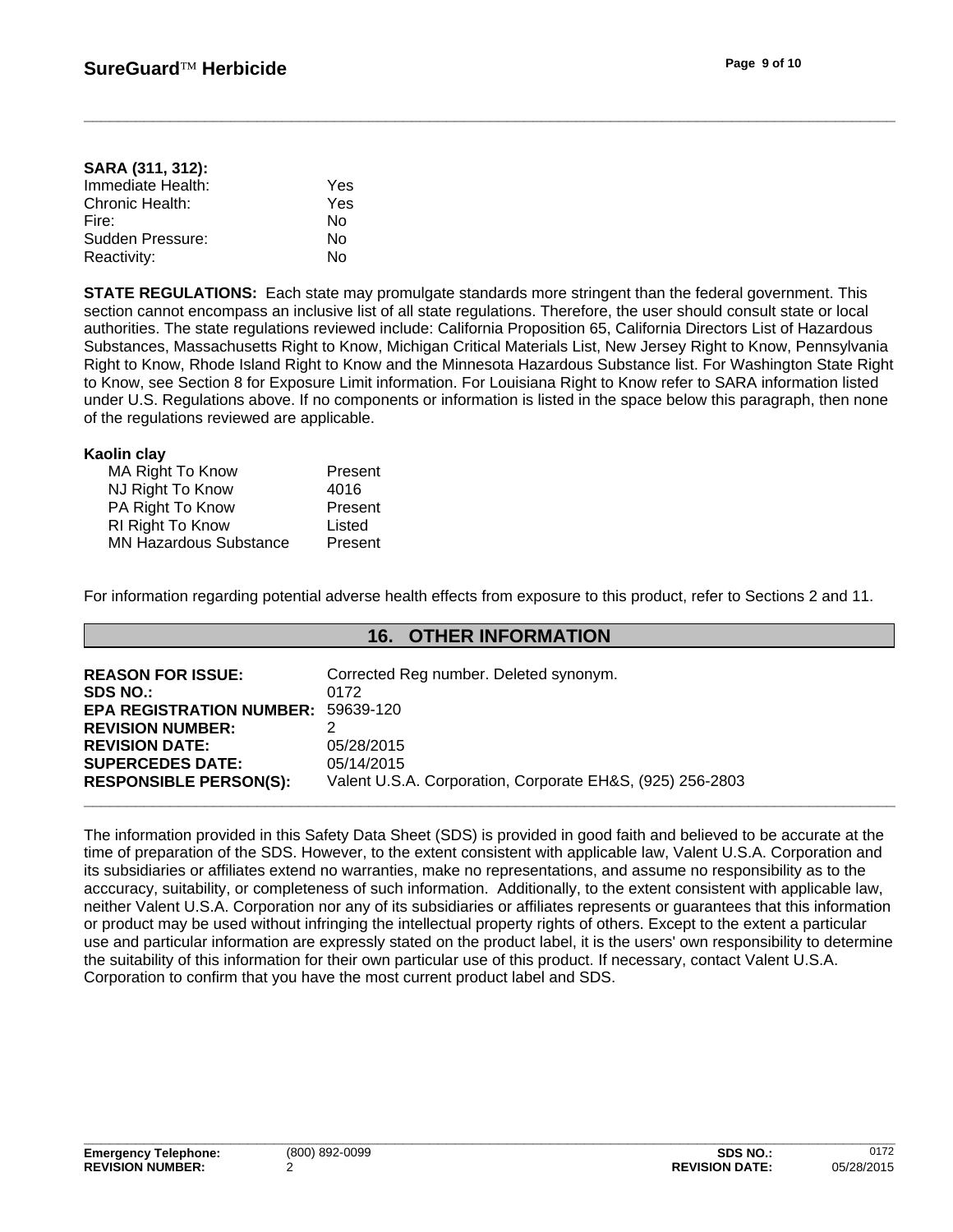**SARA (311, 312):**

| | |
|---|---|
| Immediate Health: | Yes |
| Chronic Health: | Yes |
| Fire: | No |
| Sudden Pressure: | No |
| Reactivity: | No |

**STATE REGULATIONS:** Each state may promulgate standards more stringent than the federal government. This section cannot encompass an inclusive list of all state regulations. Therefore, the user should consult state or local authorities. The state regulations reviewed include: California Proposition 65, California Directors List of Hazardous Substances, Massachusetts Right to Know, Michigan Critical Materials List, New Jersey Right to Know, Pennsylvania Right to Know, Rhode Island Right to Know and the Minnesota Hazardous Substance list. For Washington State Right to Know, see Section 8 for Exposure Limit information. For Louisiana Right to Know refer to SARA information listed under U.S. Regulations above. If no components or information is listed in the space below this paragraph, then none of the regulations reviewed are applicable.

**Kaolin clay**

| | |
|---|---|
| MA Right To Know | Present |
| NJ Right To Know | 4016 |
| PA Right To Know | Present |
| RI Right To Know | Listed |
| MN Hazardous Substance | Present |

For information regarding potential adverse health effects from exposure to this product, refer to Sections 2 and 11.

## 16. OTHER INFORMATION

| | |
|---|---|
| **REASON FOR ISSUE:** | Corrected Reg number. Deleted synonym. |
| **SDS NO.:** | 0172 |
| **EPA REGISTRATION NUMBER:** | 59639-120 |
| **REVISION NUMBER:** | 2 |
| **REVISION DATE:** | 05/28/2015 |
| **SUPERCEDES DATE:** | 05/14/2015 |
| **RESPONSIBLE PERSON(S):** | Valent U.S.A. Corporation, Corporate EH&S, (925) 256-2803 |

The information provided in this Safety Data Sheet (SDS) is provided in good faith and believed to be accurate at the time of preparation of the SDS. However, to the extent consistent with applicable law, Valent U.S.A. Corporation and its subsidiaries or affiliates extend no warranties, make no representations, and assume no responsibility as to the acccuracy, suitability, or completeness of such information. Additionally, to the extent consistent with applicable law, neither Valent U.S.A. Corporation nor any of its subsidiaries or affiliates represents or guarantees that this information or product may be used without infringing the intellectual property rights of others. Except to the extent a particular use and particular information are expressly stated on the product label, it is the users' own responsibility to determine the suitability of this information for their own particular use of this product. If necessary, contact Valent U.S.A. Corporation to confirm that you have the most current product label and SDS.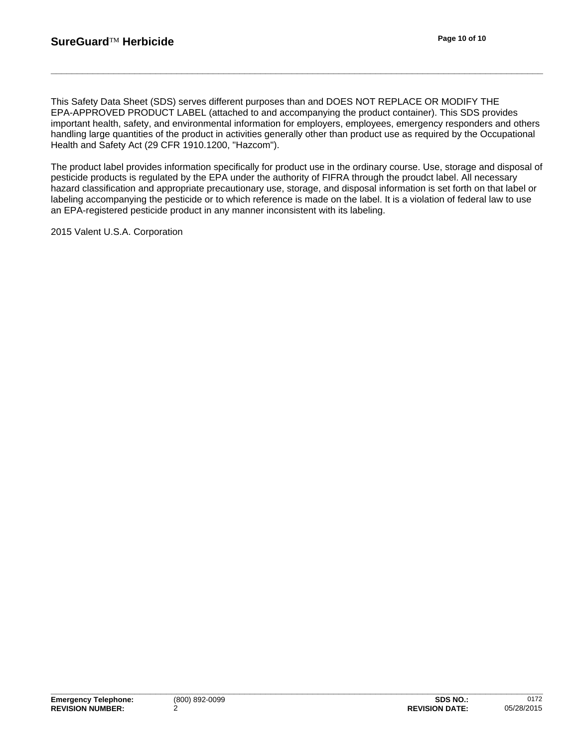This Safety Data Sheet (SDS) serves different purposes than and DOES NOT REPLACE OR MODIFY THE EPA-APPROVED PRODUCT LABEL (attached to and accompanying the product container). This SDS provides important health, safety, and environmental information for employers, employees, emergency responders and others handling large quantities of the product in activities generally other than product use as required by the Occupational Health and Safety Act (29 CFR 1910.1200, "Hazcom").

The product label provides information specifically for product use in the ordinary course. Use, storage and disposal of pesticide products is regulated by the EPA under the authority of FIFRA through the proudct label. All necessary hazard classification and appropriate precautionary use, storage, and disposal information is set forth on that label or labeling accompanying the pesticide or to which reference is made on the label. It is a violation of federal law to use an EPA-registered pesticide product in any manner inconsistent with its labeling.

2015 Valent U.S.A. Corporation